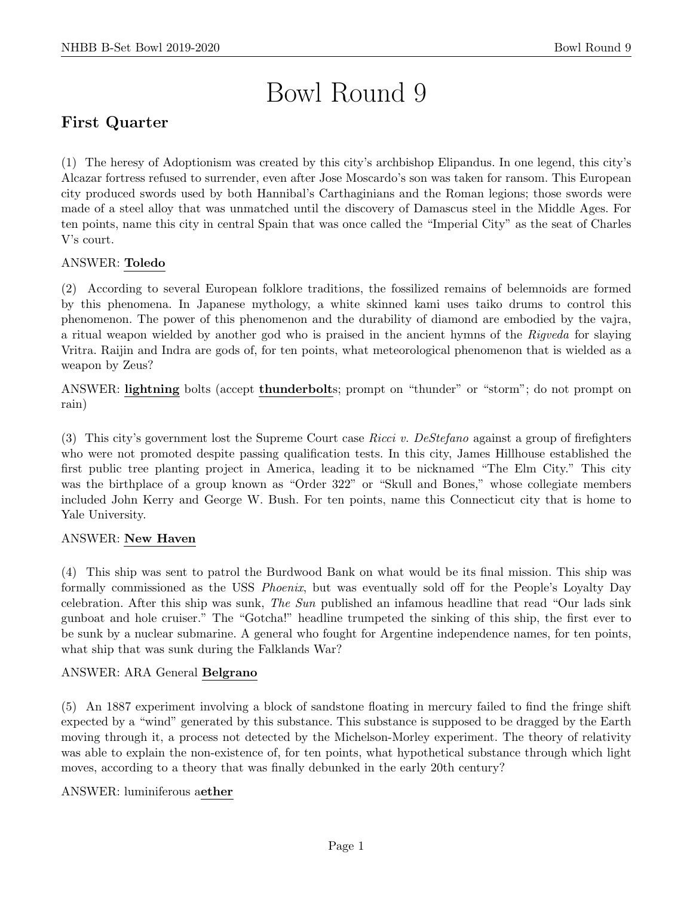# Bowl Round 9

## First Quarter

(1) The heresy of Adoptionism was created by this city's archbishop Elipandus. In one legend, this city's Alcazar fortress refused to surrender, even after Jose Moscardo's son was taken for ransom. This European city produced swords used by both Hannibal's Carthaginians and the Roman legions; those swords were made of a steel alloy that was unmatched until the discovery of Damascus steel in the Middle Ages. For ten points, name this city in central Spain that was once called the "Imperial City" as the seat of Charles V's court.

ANSWER: **Toledo**

(2) According to several European folklore traditions, the fossilized remains of belemnoids are formed by this phenomena. In Japanese mythology, a white skinned kami uses taiko drums to control this phenomenon. The power of this phenomenon and the durability of diamond are embodied by the vajra, a ritual weapon wielded by another god who is praised in the ancient hymns of the *Rigveda* for slaying Vritra. Raijin and Indra are gods of, for ten points, what meteorological phenomenon that is wielded as a weapon by Zeus?

ANSWER: **lightning** bolts (accept **thunderbolt**s; prompt on "thunder" or "storm"; do not prompt on rain)

(3) This city's government lost the Supreme Court case *Ricci v. DeStefano* against a group of firefighters who were not promoted despite passing qualification tests. In this city, James Hillhouse established the first public tree planting project in America, leading it to be nicknamed "The Elm City." This city was the birthplace of a group known as "Order 322" or "Skull and Bones," whose collegiate members included John Kerry and George W. Bush. For ten points, name this Connecticut city that is home to Yale University.

ANSWER: **New Haven**

(4) This ship was sent to patrol the Burdwood Bank on what would be its final mission. This ship was formally commissioned as the USS *Phoenix*, but was eventually sold off for the People's Loyalty Day celebration. After this ship was sunk, *The Sun* published an infamous headline that read "Our lads sink gunboat and hole cruiser." The "Gotcha!" headline trumpeted the sinking of this ship, the first ever to be sunk by a nuclear submarine. A general who fought for Argentine independence names, for ten points, what ship that was sunk during the Falklands War?

ANSWER: ARA General **Belgrano**

(5) An 1887 experiment involving a block of sandstone floating in mercury failed to find the fringe shift expected by a "wind" generated by this substance. This substance is supposed to be dragged by the Earth moving through it, a process not detected by the Michelson-Morley experiment. The theory of relativity was able to explain the non-existence of, for ten points, what hypothetical substance through which light moves, according to a theory that was finally debunked in the early 20th century?

ANSWER: luminiferous a**ether**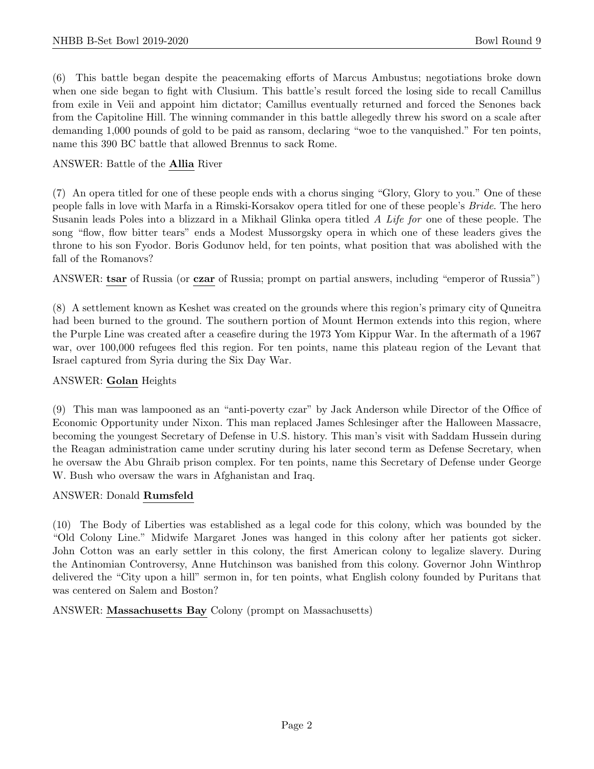(6) This battle began despite the peacemaking efforts of Marcus Ambustus; negotiations broke down when one side began to fight with Clusium. This battle's result forced the losing side to recall Camillus from exile in Veii and appoint him dictator; Camillus eventually returned and forced the Senones back from the Capitoline Hill. The winning commander in this battle allegedly threw his sword on a scale after demanding 1,000 pounds of gold to be paid as ransom, declaring "woe to the vanquished." For ten points, name this 390 BC battle that allowed Brennus to sack Rome.

ANSWER: Battle of the **Allia** River

(7) An opera titled for one of these people ends with a chorus singing "Glory, Glory to you." One of these people falls in love with Marfa in a Rimski-Korsakov opera titled for one of these people's *Bride*. The hero Susanin leads Poles into a blizzard in a Mikhail Glinka opera titled *A Life for* one of these people. The song "flow, flow bitter tears" ends a Modest Mussorgsky opera in which one of these leaders gives the throne to his son Fyodor. Boris Godunov held, for ten points, what position that was abolished with the fall of the Romanovs?

ANSWER: **tsar** of Russia (or **czar** of Russia; prompt on partial answers, including "emperor of Russia")

(8) A settlement known as Keshet was created on the grounds where this region's primary city of Quneitra had been burned to the ground. The southern portion of Mount Hermon extends into this region, where the Purple Line was created after a ceasefire during the 1973 Yom Kippur War. In the aftermath of a 1967 war, over 100,000 refugees fled this region. For ten points, name this plateau region of the Levant that Israel captured from Syria during the Six Day War.

ANSWER: **Golan** Heights

(9) This man was lampooned as an "anti-poverty czar" by Jack Anderson while Director of the Office of Economic Opportunity under Nixon. This man replaced James Schlesinger after the Halloween Massacre, becoming the youngest Secretary of Defense in U.S. history. This man's visit with Saddam Hussein during the Reagan administration came under scrutiny during his later second term as Defense Secretary, when he oversaw the Abu Ghraib prison complex. For ten points, name this Secretary of Defense under George W. Bush who oversaw the wars in Afghanistan and Iraq.

ANSWER: Donald **Rumsfeld**

(10) The Body of Liberties was established as a legal code for this colony, which was bounded by the "Old Colony Line." Midwife Margaret Jones was hanged in this colony after her patients got sicker. John Cotton was an early settler in this colony, the first American colony to legalize slavery. During the Antinomian Controversy, Anne Hutchinson was banished from this colony. Governor John Winthrop delivered the "City upon a hill" sermon in, for ten points, what English colony founded by Puritans that was centered on Salem and Boston?

ANSWER: **Massachusetts Bay** Colony (prompt on Massachusetts)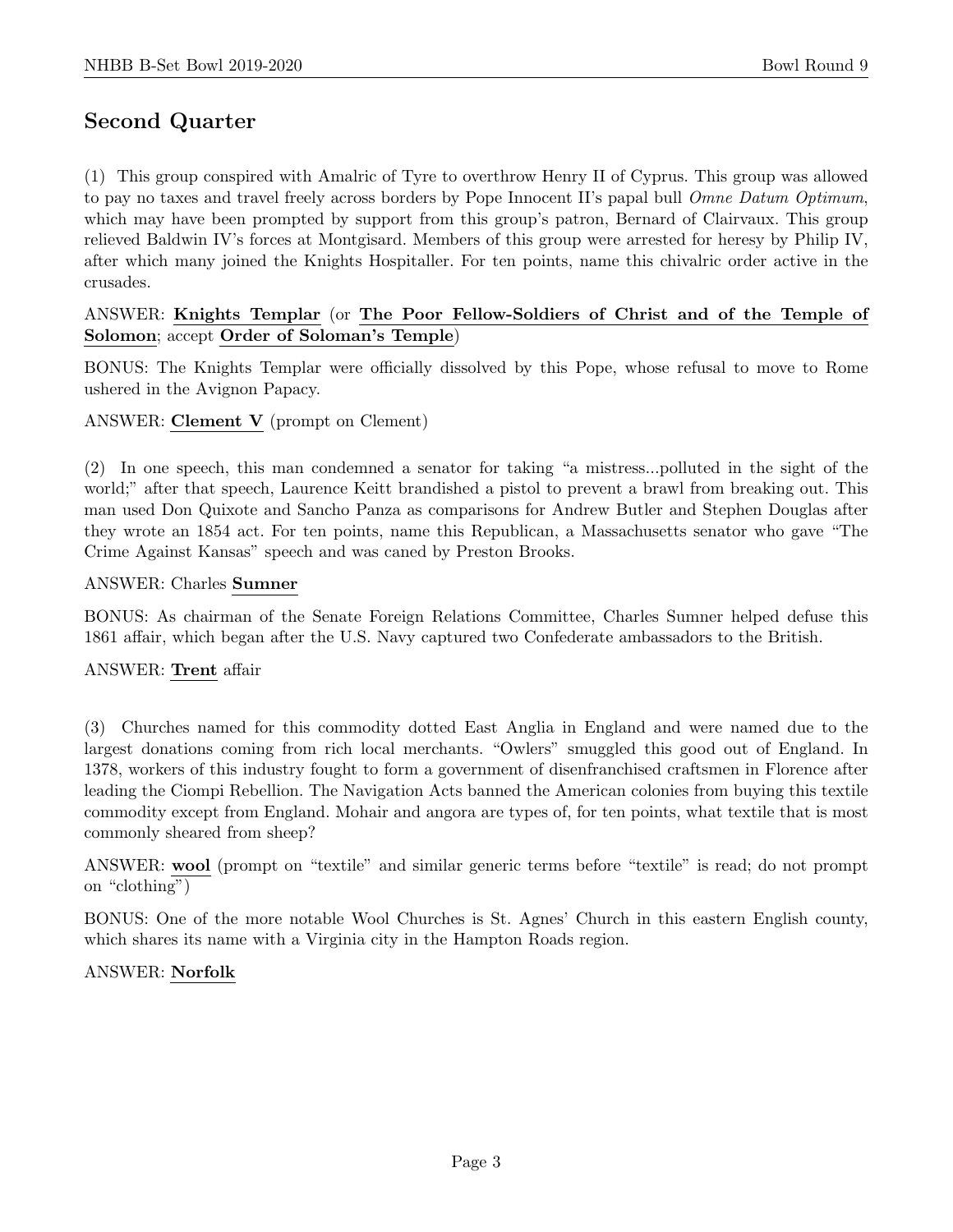## Second Quarter

(1) This group conspired with Amalric of Tyre to overthrow Henry II of Cyprus. This group was allowed to pay no taxes and travel freely across borders by Pope Innocent II's papal bull *Omne Datum Optimum*, which may have been prompted by support from this group's patron, Bernard of Clairvaux. This group relieved Baldwin IV's forces at Montgisard. Members of this group were arrested for heresy by Philip IV, after which many joined the Knights Hospitaller. For ten points, name this chivalric order active in the crusades.

ANSWER: **Knights Templar** (or **The Poor Fellow-Soldiers of Christ and of the Temple of Solomon**; accept **Order of Soloman's Temple**)

BONUS: The Knights Templar were officially dissolved by this Pope, whose refusal to move to Rome ushered in the Avignon Papacy.

ANSWER: **Clement V** (prompt on Clement)

(2) In one speech, this man condemned a senator for taking "a mistress...polluted in the sight of the world;" after that speech, Laurence Keitt brandished a pistol to prevent a brawl from breaking out. This man used Don Quixote and Sancho Panza as comparisons for Andrew Butler and Stephen Douglas after they wrote an 1854 act. For ten points, name this Republican, a Massachusetts senator who gave "The Crime Against Kansas" speech and was caned by Preston Brooks.

ANSWER: Charles **Sumner**

BONUS: As chairman of the Senate Foreign Relations Committee, Charles Sumner helped defuse this 1861 affair, which began after the U.S. Navy captured two Confederate ambassadors to the British.

ANSWER: **Trent** affair

(3) Churches named for this commodity dotted East Anglia in England and were named due to the largest donations coming from rich local merchants. "Owlers" smuggled this good out of England. In 1378, workers of this industry fought to form a government of disenfranchised craftsmen in Florence after leading the Ciompi Rebellion. The Navigation Acts banned the American colonies from buying this textile commodity except from England. Mohair and angora are types of, for ten points, what textile that is most commonly sheared from sheep?

ANSWER: **wool** (prompt on "textile" and similar generic terms before "textile" is read; do not prompt on "clothing")

BONUS: One of the more notable Wool Churches is St. Agnes' Church in this eastern English county, which shares its name with a Virginia city in the Hampton Roads region.

ANSWER: **Norfolk**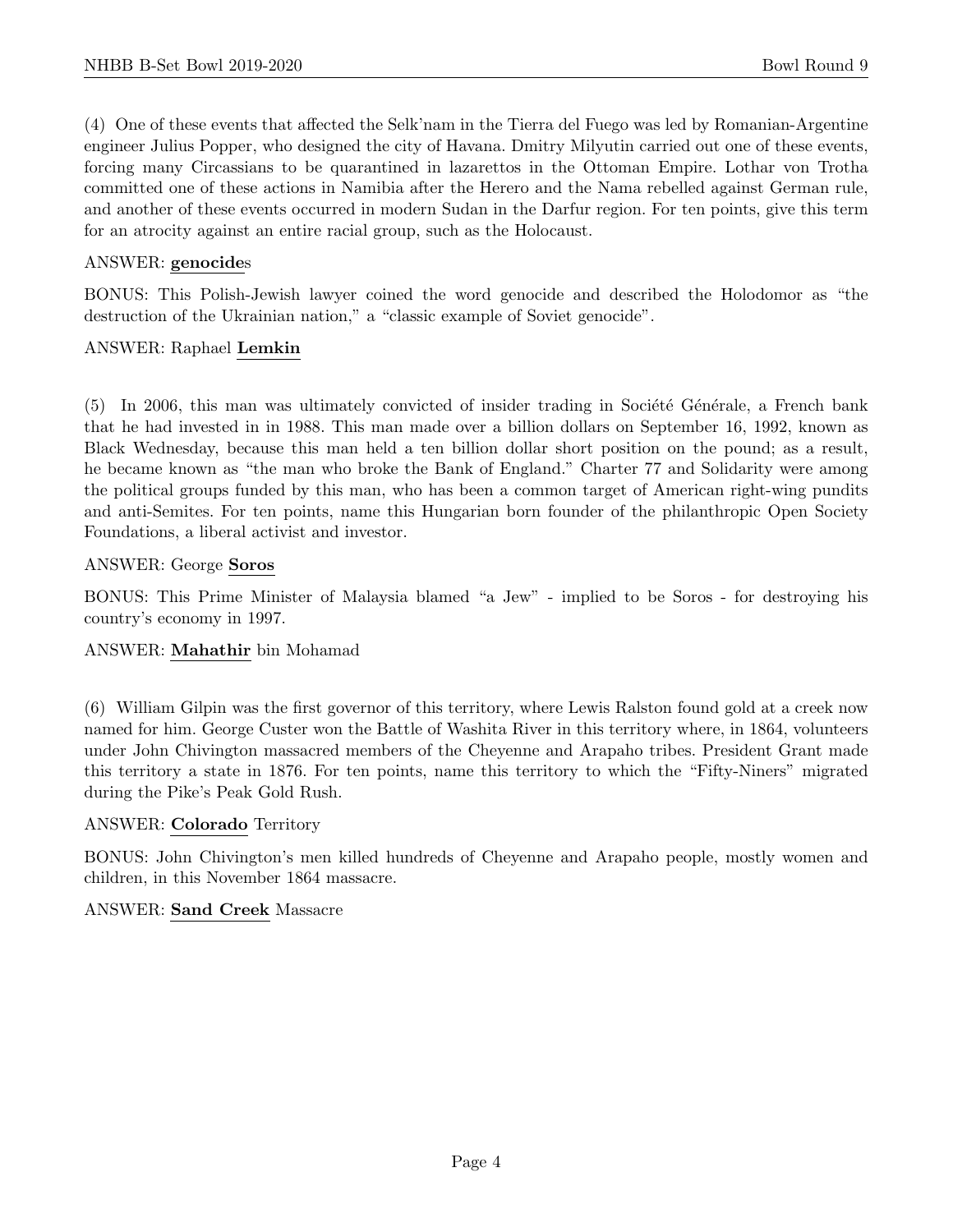(4) One of these events that affected the Selk'nam in the Tierra del Fuego was led by Romanian-Argentine engineer Julius Popper, who designed the city of Havana. Dmitry Milyutin carried out one of these events, forcing many Circassians to be quarantined in lazarettos in the Ottoman Empire. Lothar von Trotha committed one of these actions in Namibia after the Herero and the Nama rebelled against German rule, and another of these events occurred in modern Sudan in the Darfur region. For ten points, give this term for an atrocity against an entire racial group, such as the Holocaust.

ANSWER: **genocide**s

BONUS: This Polish-Jewish lawyer coined the word genocide and described the Holodomor as "the destruction of the Ukrainian nation," a "classic example of Soviet genocide".

ANSWER: Raphael **Lemkin**

(5) In 2006, this man was ultimately convicted of insider trading in Société Générale, a French bank that he had invested in in 1988. This man made over a billion dollars on September 16, 1992, known as Black Wednesday, because this man held a ten billion dollar short position on the pound; as a result, he became known as "the man who broke the Bank of England." Charter 77 and Solidarity were among the political groups funded by this man, who has been a common target of American right-wing pundits and anti-Semites. For ten points, name this Hungarian born founder of the philanthropic Open Society Foundations, a liberal activist and investor.

ANSWER: George **Soros**

BONUS: This Prime Minister of Malaysia blamed "a Jew" - implied to be Soros - for destroying his country's economy in 1997.

ANSWER: **Mahathir** bin Mohamad

(6) William Gilpin was the first governor of this territory, where Lewis Ralston found gold at a creek now named for him. George Custer won the Battle of Washita River in this territory where, in 1864, volunteers under John Chivington massacred members of the Cheyenne and Arapaho tribes. President Grant made this territory a state in 1876. For ten points, name this territory to which the "Fifty-Niners" migrated during the Pike's Peak Gold Rush.

ANSWER: **Colorado** Territory

BONUS: John Chivington's men killed hundreds of Cheyenne and Arapaho people, mostly women and children, in this November 1864 massacre.

ANSWER: **Sand Creek** Massacre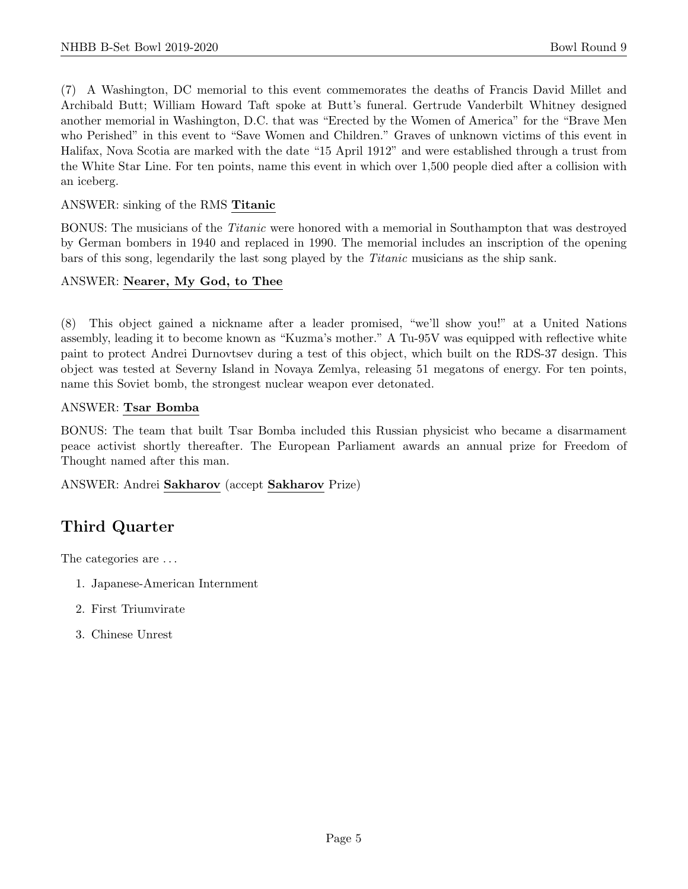(7) A Washington, DC memorial to this event commemorates the deaths of Francis David Millet and Archibald Butt; William Howard Taft spoke at Butt's funeral. Gertrude Vanderbilt Whitney designed another memorial in Washington, D.C. that was "Erected by the Women of America" for the "Brave Men who Perished" in this event to "Save Women and Children." Graves of unknown victims of this event in Halifax, Nova Scotia are marked with the date "15 April 1912" and were established through a trust from the White Star Line. For ten points, name this event in which over 1,500 people died after a collision with an iceberg.

ANSWER: sinking of the RMS **Titanic**

BONUS: The musicians of the *Titanic* were honored with a memorial in Southampton that was destroyed by German bombers in 1940 and replaced in 1990. The memorial includes an inscription of the opening bars of this song, legendarily the last song played by the *Titanic* musicians as the ship sank.

ANSWER: **Nearer, My God, to Thee**

(8) This object gained a nickname after a leader promised, "we'll show you!" at a United Nations assembly, leading it to become known as "Kuzma's mother." A Tu-95V was equipped with reflective white paint to protect Andrei Durnovtsev during a test of this object, which built on the RDS-37 design. This object was tested at Severny Island in Novaya Zemlya, releasing 51 megatons of energy. For ten points, name this Soviet bomb, the strongest nuclear weapon ever detonated.

ANSWER: **Tsar Bomba**

BONUS: The team that built Tsar Bomba included this Russian physicist who became a disarmament peace activist shortly thereafter. The European Parliament awards an annual prize for Freedom of Thought named after this man.

ANSWER: Andrei **Sakharov** (accept **Sakharov** Prize)

## Third Quarter

The categories are ...

1. Japanese-American Internment
2. First Triumvirate
3. Chinese Unrest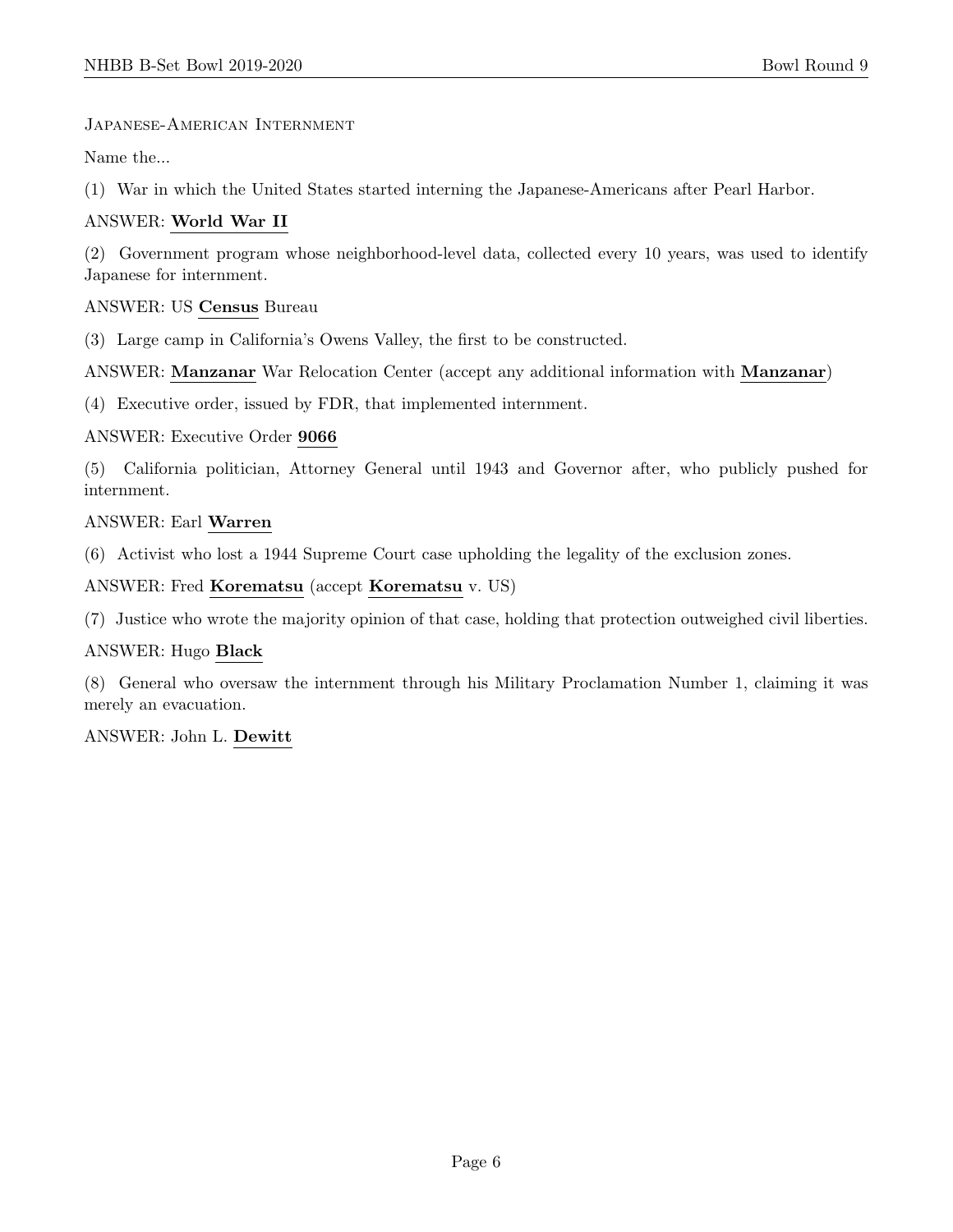Japanese-American Internment

Name the...

(1) War in which the United States started interning the Japanese-Americans after Pearl Harbor.

ANSWER: **World War II**

(2) Government program whose neighborhood-level data, collected every 10 years, was used to identify Japanese for internment.

ANSWER: US **Census** Bureau

(3) Large camp in California's Owens Valley, the first to be constructed.

ANSWER: **Manzanar** War Relocation Center (accept any additional information with **Manzanar**)

(4) Executive order, issued by FDR, that implemented internment.

ANSWER: Executive Order **9066**

(5) California politician, Attorney General until 1943 and Governor after, who publicly pushed for internment.

ANSWER: Earl **Warren**

(6) Activist who lost a 1944 Supreme Court case upholding the legality of the exclusion zones.

ANSWER: Fred **Korematsu** (accept **Korematsu** v. US)

(7) Justice who wrote the majority opinion of that case, holding that protection outweighed civil liberties.

ANSWER: Hugo **Black**

(8) General who oversaw the internment through his Military Proclamation Number 1, claiming it was merely an evacuation.

ANSWER: John L. **Dewitt**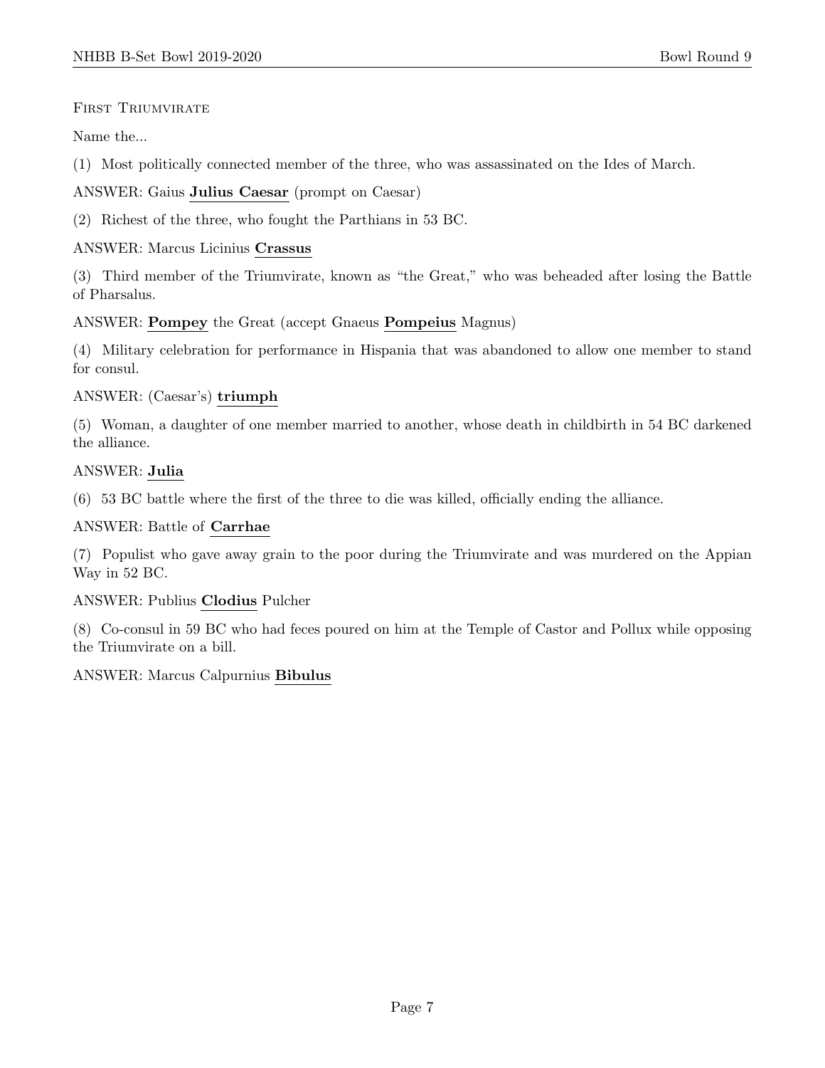First Triumvirate

Name the...

(1) Most politically connected member of the three, who was assassinated on the Ides of March.

ANSWER: Gaius **Julius Caesar** (prompt on Caesar)

(2) Richest of the three, who fought the Parthians in 53 BC.

ANSWER: Marcus Licinius **Crassus**

(3) Third member of the Triumvirate, known as "the Great," who was beheaded after losing the Battle of Pharsalus.

ANSWER: **Pompey** the Great (accept Gnaeus **Pompeius** Magnus)

(4) Military celebration for performance in Hispania that was abandoned to allow one member to stand for consul.

ANSWER: (Caesar's) **triumph**

(5) Woman, a daughter of one member married to another, whose death in childbirth in 54 BC darkened the alliance.

ANSWER: **Julia**

(6) 53 BC battle where the first of the three to die was killed, officially ending the alliance.

ANSWER: Battle of **Carrhae**

(7) Populist who gave away grain to the poor during the Triumvirate and was murdered on the Appian Way in 52 BC.

ANSWER: Publius **Clodius** Pulcher

(8) Co-consul in 59 BC who had feces poured on him at the Temple of Castor and Pollux while opposing the Triumvirate on a bill.

ANSWER: Marcus Calpurnius **Bibulus**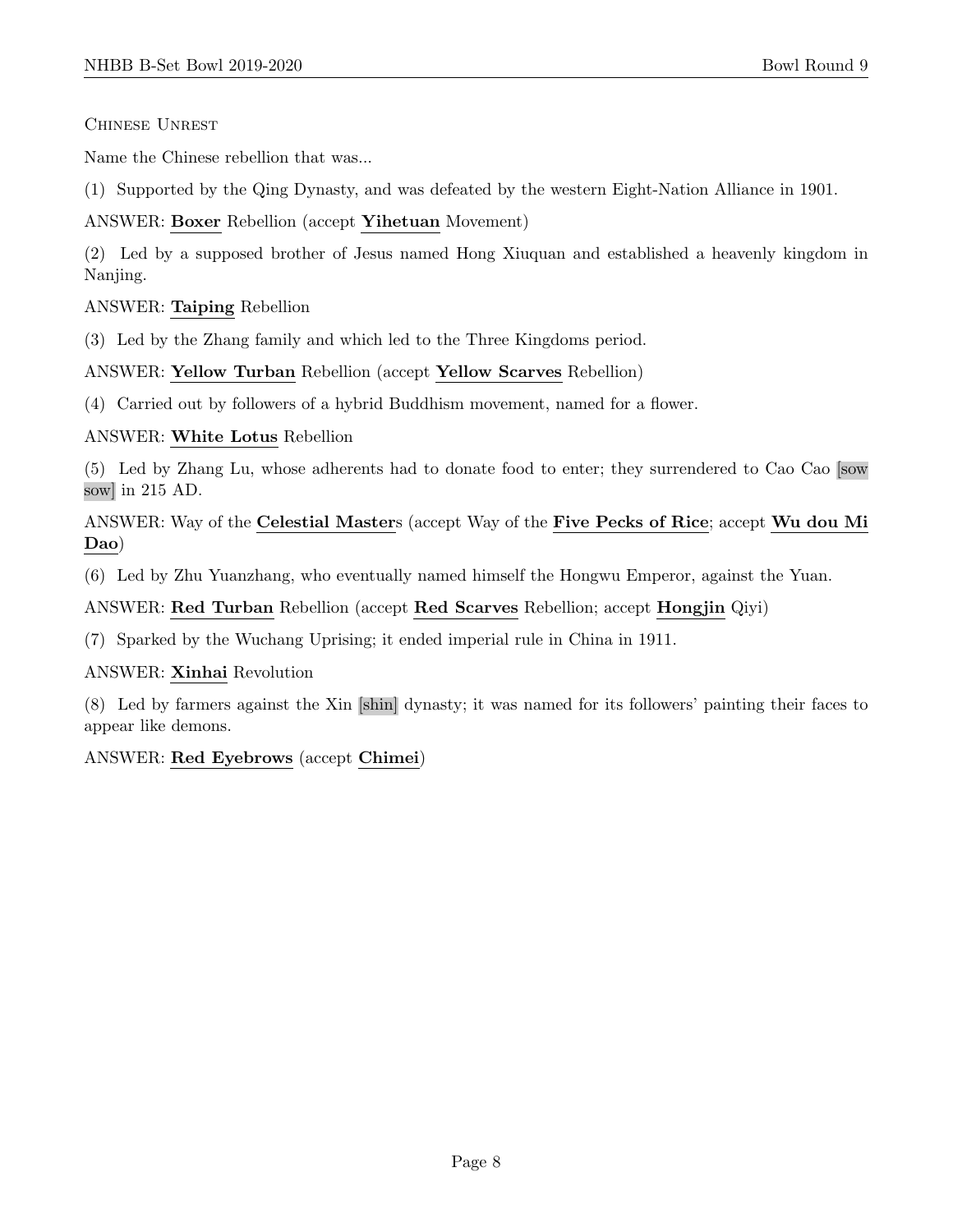Chinese Unrest

Name the Chinese rebellion that was...

(1) Supported by the Qing Dynasty, and was defeated by the western Eight-Nation Alliance in 1901.

ANSWER: **Boxer** Rebellion (accept **Yihetuan** Movement)

(2) Led by a supposed brother of Jesus named Hong Xiuquan and established a heavenly kingdom in Nanjing.

ANSWER: **Taiping** Rebellion

(3) Led by the Zhang family and which led to the Three Kingdoms period.

ANSWER: **Yellow Turban** Rebellion (accept **Yellow Scarves** Rebellion)

(4) Carried out by followers of a hybrid Buddhism movement, named for a flower.

ANSWER: **White Lotus** Rebellion

(5) Led by Zhang Lu, whose adherents had to donate food to enter; they surrendered to Cao Cao [sow sow] in 215 AD.

ANSWER: Way of the **Celestial Master**s (accept Way of the **Five Pecks of Rice**; accept **Wu dou Mi Dao**)

(6) Led by Zhu Yuanzhang, who eventually named himself the Hongwu Emperor, against the Yuan.

ANSWER: **Red Turban** Rebellion (accept **Red Scarves** Rebellion; accept **Hongjin** Qiyi)

(7) Sparked by the Wuchang Uprising; it ended imperial rule in China in 1911.

ANSWER: **Xinhai** Revolution

(8) Led by farmers against the Xin [shin] dynasty; it was named for its followers' painting their faces to appear like demons.

ANSWER: **Red Eyebrows** (accept **Chimei**)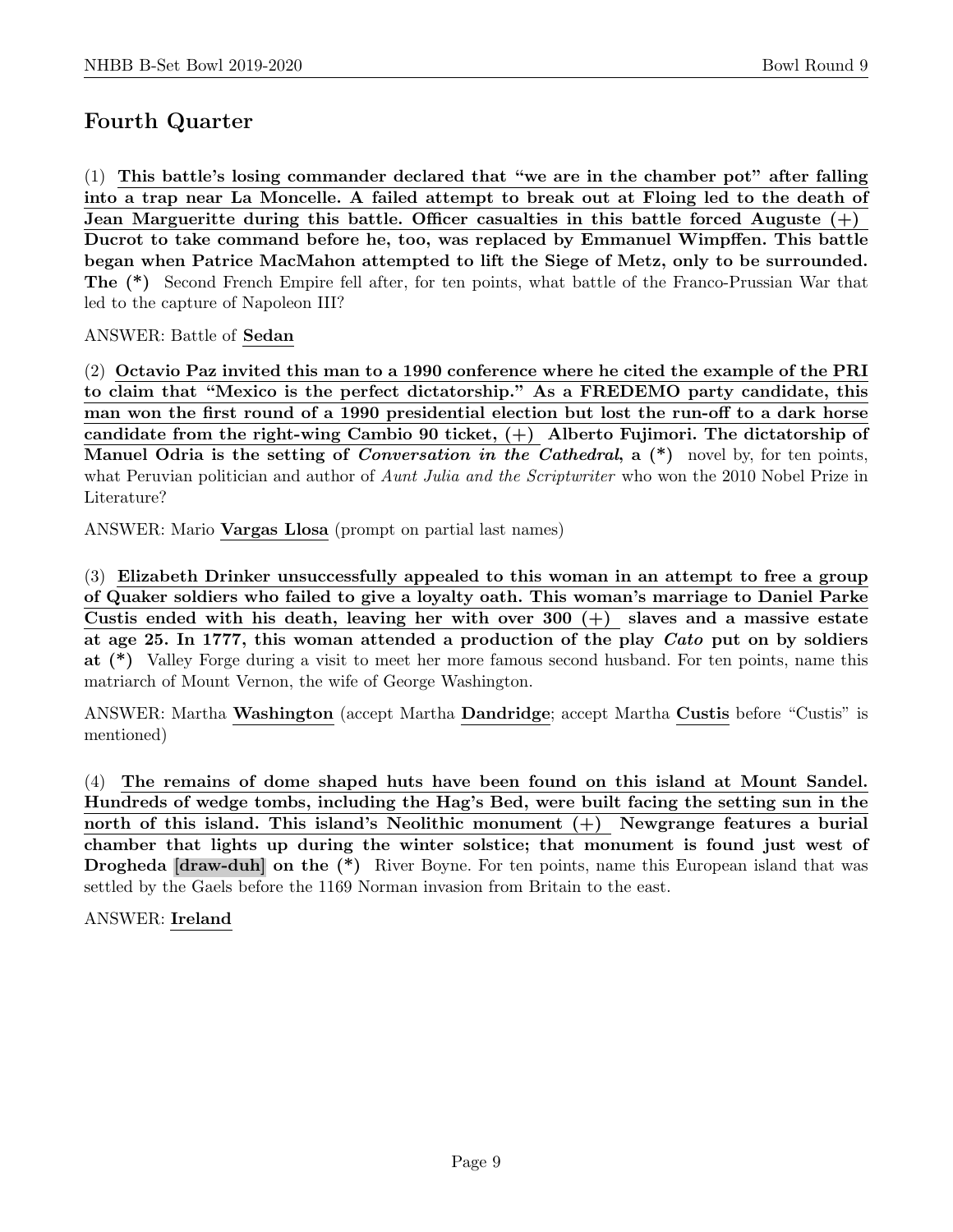## Fourth Quarter

(1) **This battle's losing commander declared that "we are in the chamber pot" after falling into a trap near La Moncelle. A failed attempt to break out at Floing led to the death of Jean Margueritte during this battle. Officer casualties in this battle forced Auguste (+) Ducrot to take command before he, too, was replaced by Emmanuel Wimpffen. This battle began when Patrice MacMahon attempted to lift the Siege of Metz, only to be surrounded. The (*)** Second French Empire fell after, for ten points, what battle of the Franco-Prussian War that led to the capture of Napoleon III?

ANSWER: Battle of **Sedan**

(2) **Octavio Paz invited this man to a 1990 conference where he cited the example of the PRI to claim that "Mexico is the perfect dictatorship." As a FREDEMO party candidate, this man won the first round of a 1990 presidential election but lost the run-off to a dark horse candidate from the right-wing Cambio 90 ticket, (+) Alberto Fujimori. The dictatorship of Manuel Odria is the setting of *Conversation in the Cathedral*, a (*)** novel by, for ten points, what Peruvian politician and author of *Aunt Julia and the Scriptwriter* who won the 2010 Nobel Prize in Literature?

ANSWER: Mario **Vargas Llosa** (prompt on partial last names)

(3) **Elizabeth Drinker unsuccessfully appealed to this woman in an attempt to free a group of Quaker soldiers who failed to give a loyalty oath. This woman's marriage to Daniel Parke Custis ended with his death, leaving her with over 300 (+) slaves and a massive estate at age 25. In 1777, this woman attended a production of the play *Cato* put on by soldiers at (*)** Valley Forge during a visit to meet her more famous second husband. For ten points, name this matriarch of Mount Vernon, the wife of George Washington.

ANSWER: Martha **Washington** (accept Martha **Dandridge**; accept Martha **Custis** before "Custis" is mentioned)

(4) **The remains of dome shaped huts have been found on this island at Mount Sandel. Hundreds of wedge tombs, including the Hag's Bed, were built facing the setting sun in the north of this island. This island's Neolithic monument (+) Newgrange features a burial chamber that lights up during the winter solstice; that monument is found just west of Drogheda [draw-duh] on the (*)** River Boyne. For ten points, name this European island that was settled by the Gaels before the 1169 Norman invasion from Britain to the east.

ANSWER: **Ireland**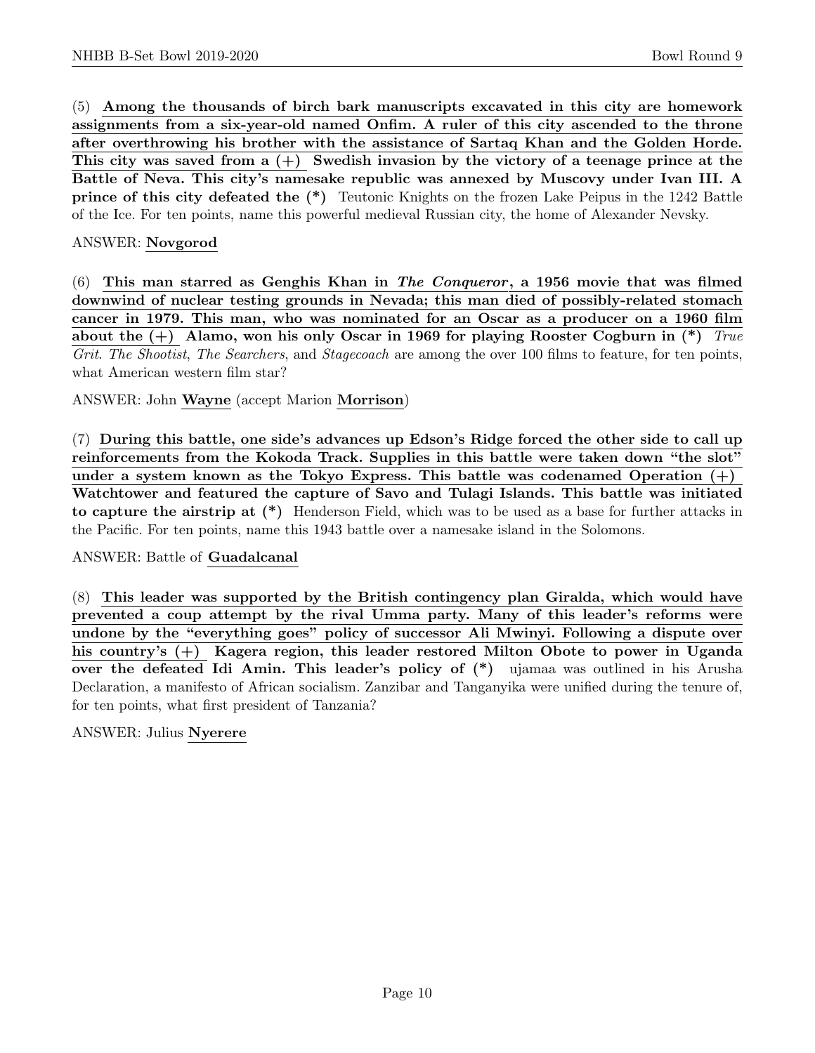(5) **Among the thousands of birch bark manuscripts excavated in this city are homework assignments from a six-year-old named Onfim. A ruler of this city ascended to the throne after overthrowing his brother with the assistance of Sartaq Khan and the Golden Horde. This city was saved from a (+) Swedish invasion by the victory of a teenage prince at the Battle of Neva. This city's namesake republic was annexed by Muscovy under Ivan III. A prince of this city defeated the (*)** Teutonic Knights on the frozen Lake Peipus in the 1242 Battle of the Ice. For ten points, name this powerful medieval Russian city, the home of Alexander Nevsky.

ANSWER: **Novgorod**

(6) **This man starred as Genghis Khan in *The Conqueror*, a 1956 movie that was filmed downwind of nuclear testing grounds in Nevada; this man died of possibly-related stomach cancer in 1979. This man, who was nominated for an Oscar as a producer on a 1960 film about the (+) Alamo, won his only Oscar in 1969 for playing Rooster Cogburn in (*)** *True Grit*. *The Shootist*, *The Searchers*, and *Stagecoach* are among the over 100 films to feature, for ten points, what American western film star?

ANSWER: John **Wayne** (accept Marion **Morrison**)

(7) **During this battle, one side's advances up Edson's Ridge forced the other side to call up reinforcements from the Kokoda Track. Supplies in this battle were taken down "the slot" under a system known as the Tokyo Express. This battle was codenamed Operation (+) Watchtower and featured the capture of Savo and Tulagi Islands. This battle was initiated to capture the airstrip at (*)** Henderson Field, which was to be used as a base for further attacks in the Pacific. For ten points, name this 1943 battle over a namesake island in the Solomons.

ANSWER: Battle of **Guadalcanal**

(8) **This leader was supported by the British contingency plan Giralda, which would have prevented a coup attempt by the rival Umma party. Many of this leader's reforms were undone by the "everything goes" policy of successor Ali Mwinyi. Following a dispute over his country's (+) Kagera region, this leader restored Milton Obote to power in Uganda over the defeated Idi Amin. This leader's policy of (*)** ujamaa was outlined in his Arusha Declaration, a manifesto of African socialism. Zanzibar and Tanganyika were unified during the tenure of, for ten points, what first president of Tanzania?

ANSWER: Julius **Nyerere**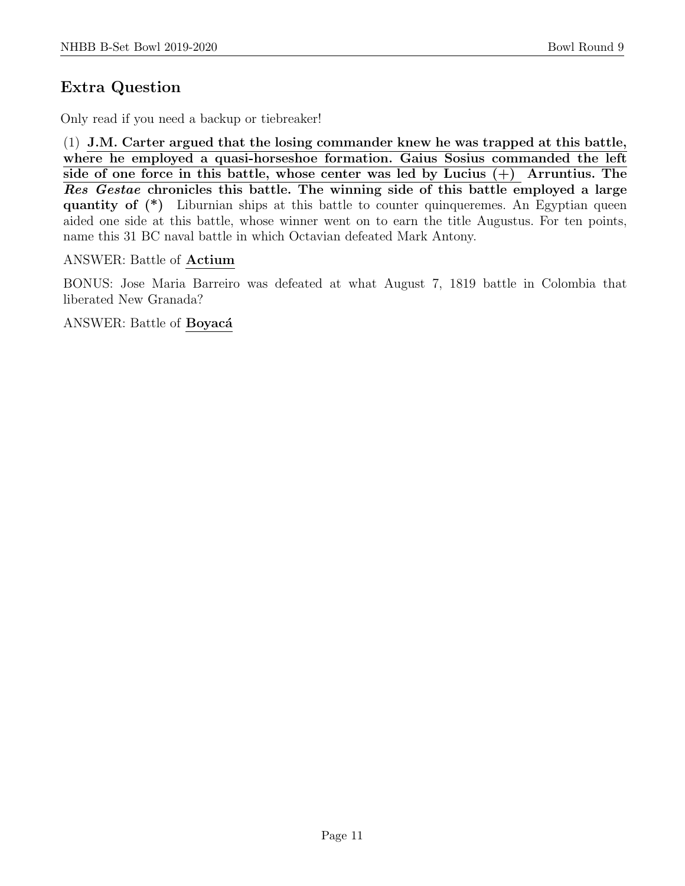## Extra Question

Only read if you need a backup or tiebreaker!

(1) **J.M. Carter argued that the losing commander knew he was trapped at this battle, where he employed a quasi-horseshoe formation. Gaius Sosius commanded the left side of one force in this battle, whose center was led by Lucius (+) Arruntius. The *Res Gestae* chronicles this battle. The winning side of this battle employed a large quantity of (*)** Liburnian ships at this battle to counter quinqueremes. An Egyptian queen aided one side at this battle, whose winner went on to earn the title Augustus. For ten points, name this 31 BC naval battle in which Octavian defeated Mark Antony.

ANSWER: Battle of **Actium**

BONUS: Jose Maria Barreiro was defeated at what August 7, 1819 battle in Colombia that liberated New Granada?

ANSWER: Battle of **Boyacá**